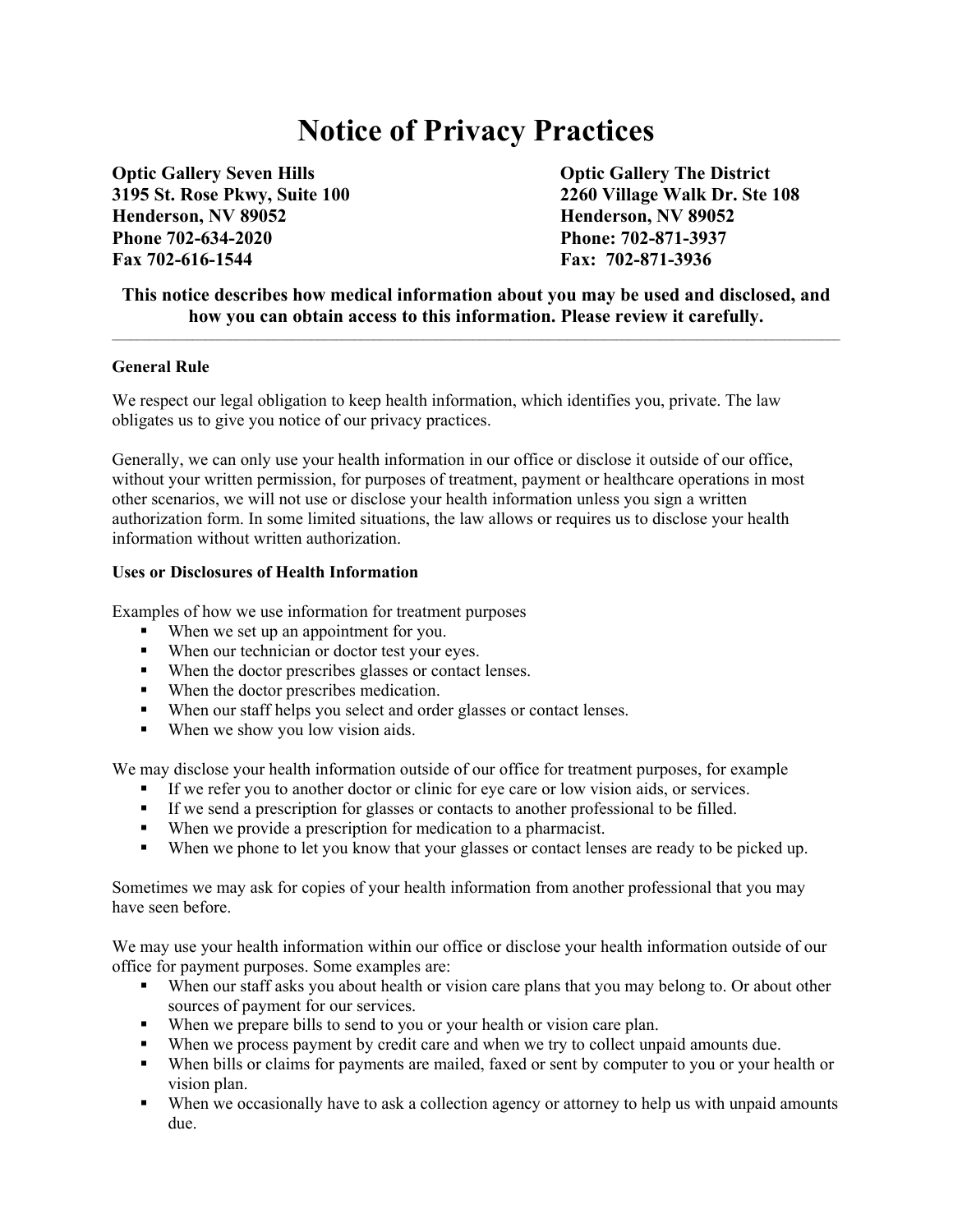# Notice of Privacy Practices

**Optic Gallery Seven Hills**
**3195 St. Rose Pkwy, Suite 100**
**Henderson, NV 89052**
**Phone 702-634-2020**
**Fax 702-616-1544**

**Optic Gallery The District**
**2260 Village Walk Dr. Ste 108**
**Henderson, NV 89052**
**Phone: 702-871-3937**
**Fax: 702-871-3936**

**This notice describes how medical information about you may be used and disclosed, and how you can obtain access to this information. Please review it carefully.**

---

**General Rule**

We respect our legal obligation to keep health information, which identifies you, private. The law obligates us to give you notice of our privacy practices.

Generally, we can only use your health information in our office or disclose it outside of our office, without your written permission, for purposes of treatment, payment or healthcare operations in most other scenarios, we will not use or disclose your health information unless you sign a written authorization form. In some limited situations, the law allows or requires us to disclose your health information without written authorization.

**Uses or Disclosures of Health Information**

Examples of how we use information for treatment purposes

- When we set up an appointment for you.
- When our technician or doctor test your eyes.
- When the doctor prescribes glasses or contact lenses.
- When the doctor prescribes medication.
- When our staff helps you select and order glasses or contact lenses.
- When we show you low vision aids.

We may disclose your health information outside of our office for treatment purposes, for example

- If we refer you to another doctor or clinic for eye care or low vision aids, or services.
- If we send a prescription for glasses or contacts to another professional to be filled.
- When we provide a prescription for medication to a pharmacist.
- When we phone to let you know that your glasses or contact lenses are ready to be picked up.

Sometimes we may ask for copies of your health information from another professional that you may have seen before.

We may use your health information within our office or disclose your health information outside of our office for payment purposes. Some examples are:

- When our staff asks you about health or vision care plans that you may belong to. Or about other sources of payment for our services.
- When we prepare bills to send to you or your health or vision care plan.
- When we process payment by credit care and when we try to collect unpaid amounts due.
- When bills or claims for payments are mailed, faxed or sent by computer to you or your health or vision plan.
- When we occasionally have to ask a collection agency or attorney to help us with unpaid amounts due.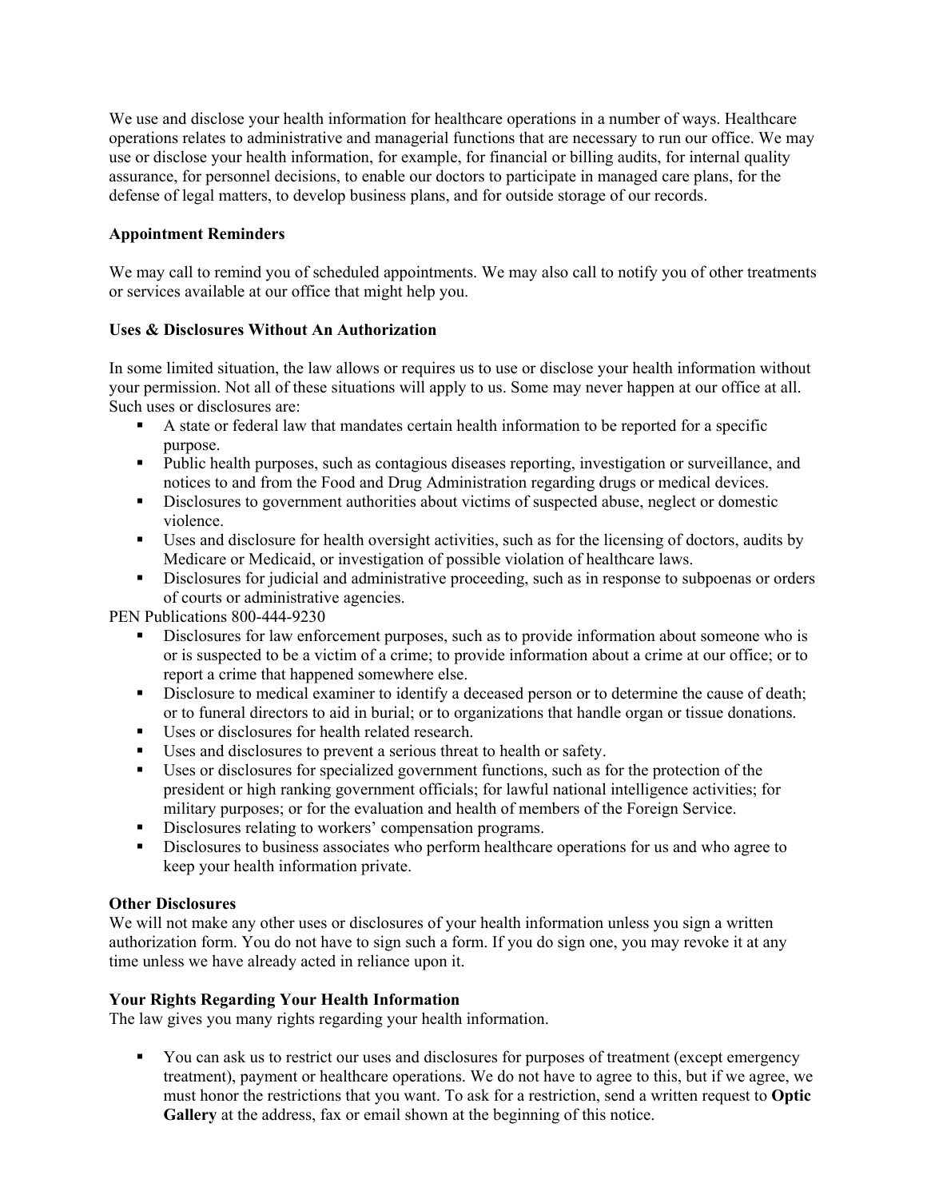We use and disclose your health information for healthcare operations in a number of ways. Healthcare operations relates to administrative and managerial functions that are necessary to run our office. We may use or disclose your health information, for example, for financial or billing audits, for internal quality assurance, for personnel decisions, to enable our doctors to participate in managed care plans, for the defense of legal matters, to develop business plans, and for outside storage of our records.

**Appointment Reminders**

We may call to remind you of scheduled appointments. We may also call to notify you of other treatments or services available at our office that might help you.

**Uses & Disclosures Without An Authorization**

In some limited situation, the law allows or requires us to use or disclose your health information without your permission. Not all of these situations will apply to us. Some may never happen at our office at all. Such uses or disclosures are:

- A state or federal law that mandates certain health information to be reported for a specific purpose.
- Public health purposes, such as contagious diseases reporting, investigation or surveillance, and notices to and from the Food and Drug Administration regarding drugs or medical devices.
- Disclosures to government authorities about victims of suspected abuse, neglect or domestic violence.
- Uses and disclosure for health oversight activities, such as for the licensing of doctors, audits by Medicare or Medicaid, or investigation of possible violation of healthcare laws.
- Disclosures for judicial and administrative proceeding, such as in response to subpoenas or orders of courts or administrative agencies.

PEN Publications 800-444-9230

- Disclosures for law enforcement purposes, such as to provide information about someone who is or is suspected to be a victim of a crime; to provide information about a crime at our office; or to report a crime that happened somewhere else.
- Disclosure to medical examiner to identify a deceased person or to determine the cause of death; or to funeral directors to aid in burial; or to organizations that handle organ or tissue donations.
- Uses or disclosures for health related research.
- Uses and disclosures to prevent a serious threat to health or safety.
- Uses or disclosures for specialized government functions, such as for the protection of the president or high ranking government officials; for lawful national intelligence activities; for military purposes; or for the evaluation and health of members of the Foreign Service.
- Disclosures relating to workers' compensation programs.
- Disclosures to business associates who perform healthcare operations for us and who agree to keep your health information private.

**Other Disclosures**

We will not make any other uses or disclosures of your health information unless you sign a written authorization form. You do not have to sign such a form. If you do sign one, you may revoke it at any time unless we have already acted in reliance upon it.

**Your Rights Regarding Your Health Information**

The law gives you many rights regarding your health information.

- You can ask us to restrict our uses and disclosures for purposes of treatment (except emergency treatment), payment or healthcare operations. We do not have to agree to this, but if we agree, we must honor the restrictions that you want. To ask for a restriction, send a written request to **Optic Gallery** at the address, fax or email shown at the beginning of this notice.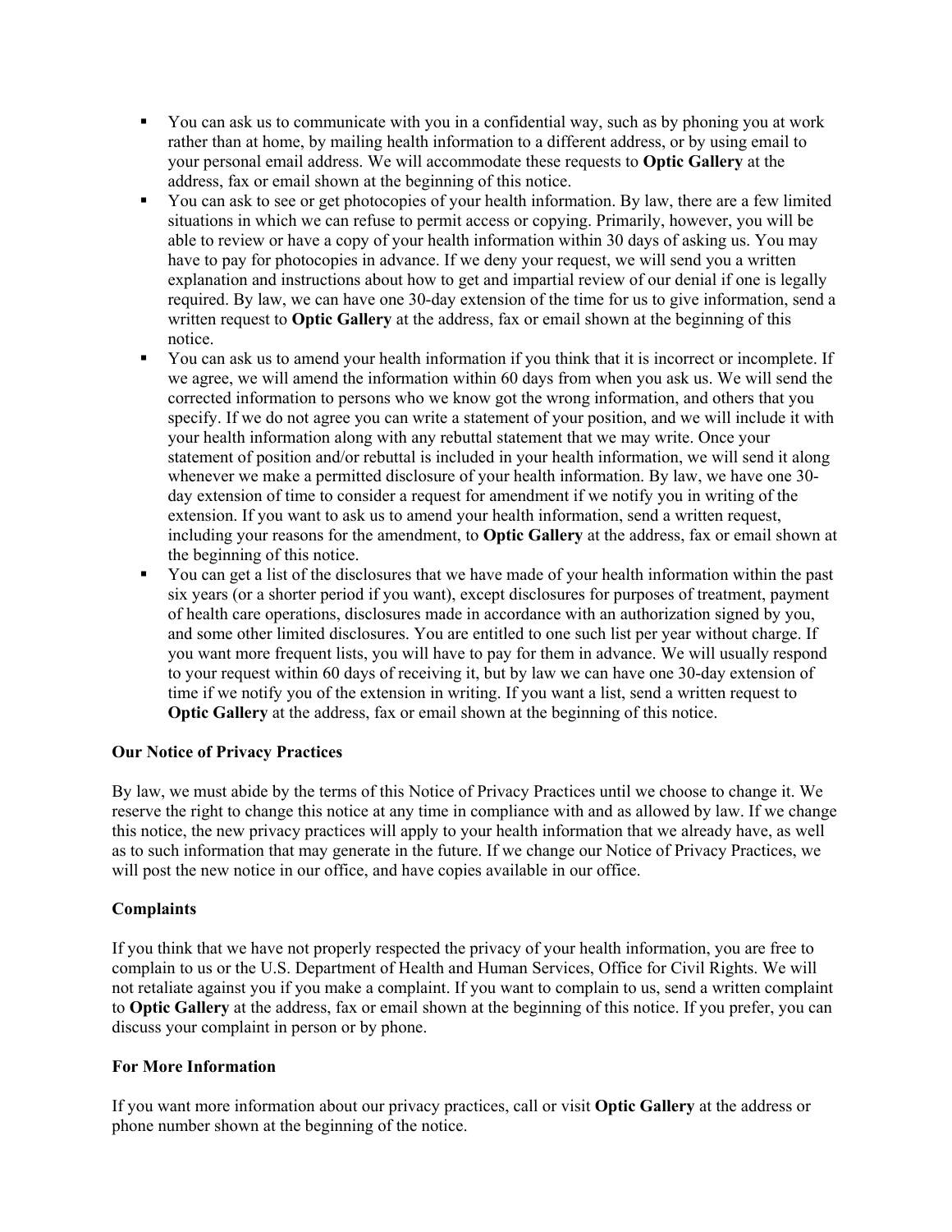- You can ask us to communicate with you in a confidential way, such as by phoning you at work rather than at home, by mailing health information to a different address, or by using email to your personal email address. We will accommodate these requests to **Optic Gallery** at the address, fax or email shown at the beginning of this notice.
- You can ask to see or get photocopies of your health information. By law, there are a few limited situations in which we can refuse to permit access or copying. Primarily, however, you will be able to review or have a copy of your health information within 30 days of asking us. You may have to pay for photocopies in advance. If we deny your request, we will send you a written explanation and instructions about how to get and impartial review of our denial if one is legally required. By law, we can have one 30-day extension of the time for us to give information, send a written request to **Optic Gallery** at the address, fax or email shown at the beginning of this notice.
- You can ask us to amend your health information if you think that it is incorrect or incomplete. If we agree, we will amend the information within 60 days from when you ask us. We will send the corrected information to persons who we know got the wrong information, and others that you specify. If we do not agree you can write a statement of your position, and we will include it with your health information along with any rebuttal statement that we may write. Once your statement of position and/or rebuttal is included in your health information, we will send it along whenever we make a permitted disclosure of your health information. By law, we have one 30-day extension of time to consider a request for amendment if we notify you in writing of the extension. If you want to ask us to amend your health information, send a written request, including your reasons for the amendment, to **Optic Gallery** at the address, fax or email shown at the beginning of this notice.
- You can get a list of the disclosures that we have made of your health information within the past six years (or a shorter period if you want), except disclosures for purposes of treatment, payment of health care operations, disclosures made in accordance with an authorization signed by you, and some other limited disclosures. You are entitled to one such list per year without charge. If you want more frequent lists, you will have to pay for them in advance. We will usually respond to your request within 60 days of receiving it, but by law we can have one 30-day extension of time if we notify you of the extension in writing. If you want a list, send a written request to **Optic Gallery** at the address, fax or email shown at the beginning of this notice.

**Our Notice of Privacy Practices**

By law, we must abide by the terms of this Notice of Privacy Practices until we choose to change it. We reserve the right to change this notice at any time in compliance with and as allowed by law. If we change this notice, the new privacy practices will apply to your health information that we already have, as well as to such information that may generate in the future. If we change our Notice of Privacy Practices, we will post the new notice in our office, and have copies available in our office.

**Complaints**

If you think that we have not properly respected the privacy of your health information, you are free to complain to us or the U.S. Department of Health and Human Services, Office for Civil Rights. We will not retaliate against you if you make a complaint. If you want to complain to us, send a written complaint to **Optic Gallery** at the address, fax or email shown at the beginning of this notice. If you prefer, you can discuss your complaint in person or by phone.

**For More Information**

If you want more information about our privacy practices, call or visit **Optic Gallery** at the address or phone number shown at the beginning of the notice.